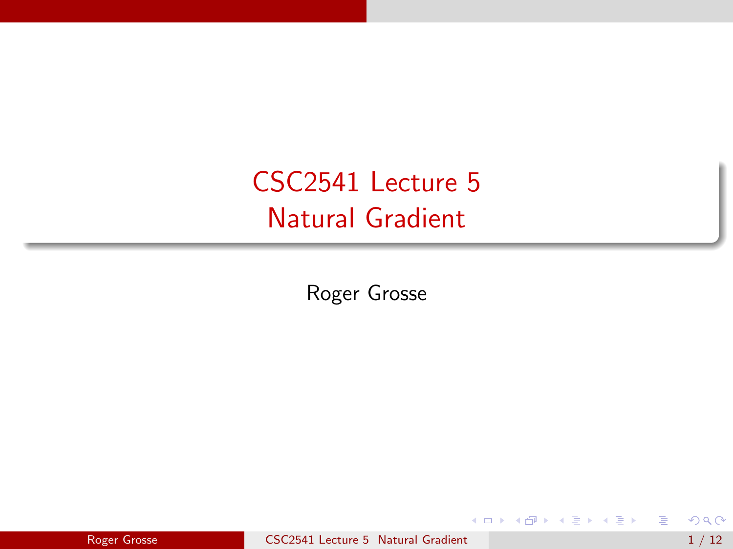# CSC2541 Lecture 5
# Natural Gradient

Roger Grosse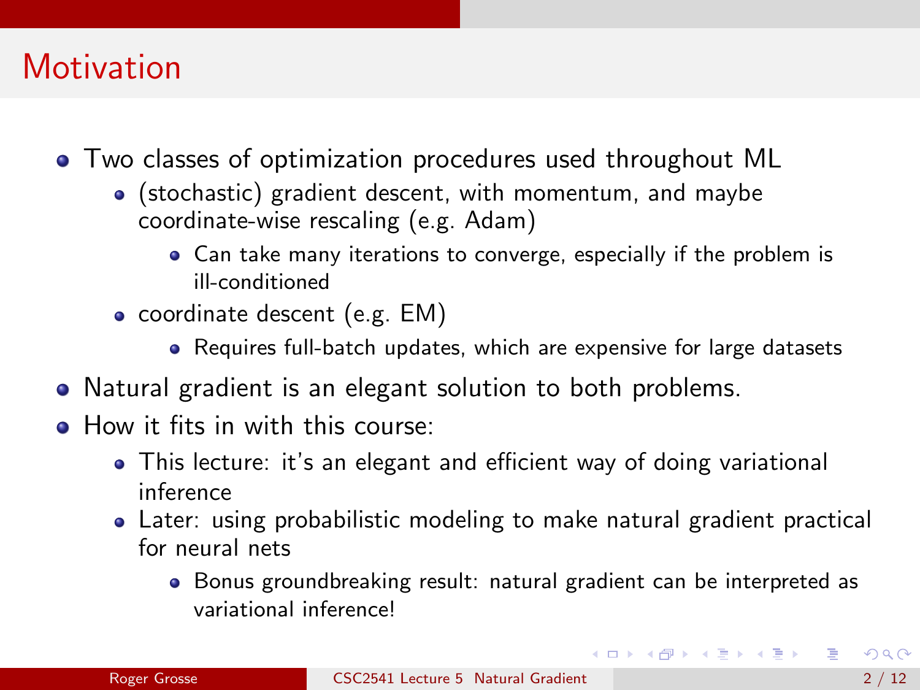# Motivation

- Two classes of optimization procedures used throughout ML
  - (stochastic) gradient descent, with momentum, and maybe coordinate-wise rescaling (e.g. Adam)
    - Can take many iterations to converge, especially if the problem is ill-conditioned
  - coordinate descent (e.g. EM)
    - Requires full-batch updates, which are expensive for large datasets
- Natural gradient is an elegant solution to both problems.
- How it fits in with this course:
  - This lecture: it's an elegant and efficient way of doing variational inference
  - Later: using probabilistic modeling to make natural gradient practical for neural nets
    - Bonus groundbreaking result: natural gradient can be interpreted as variational inference!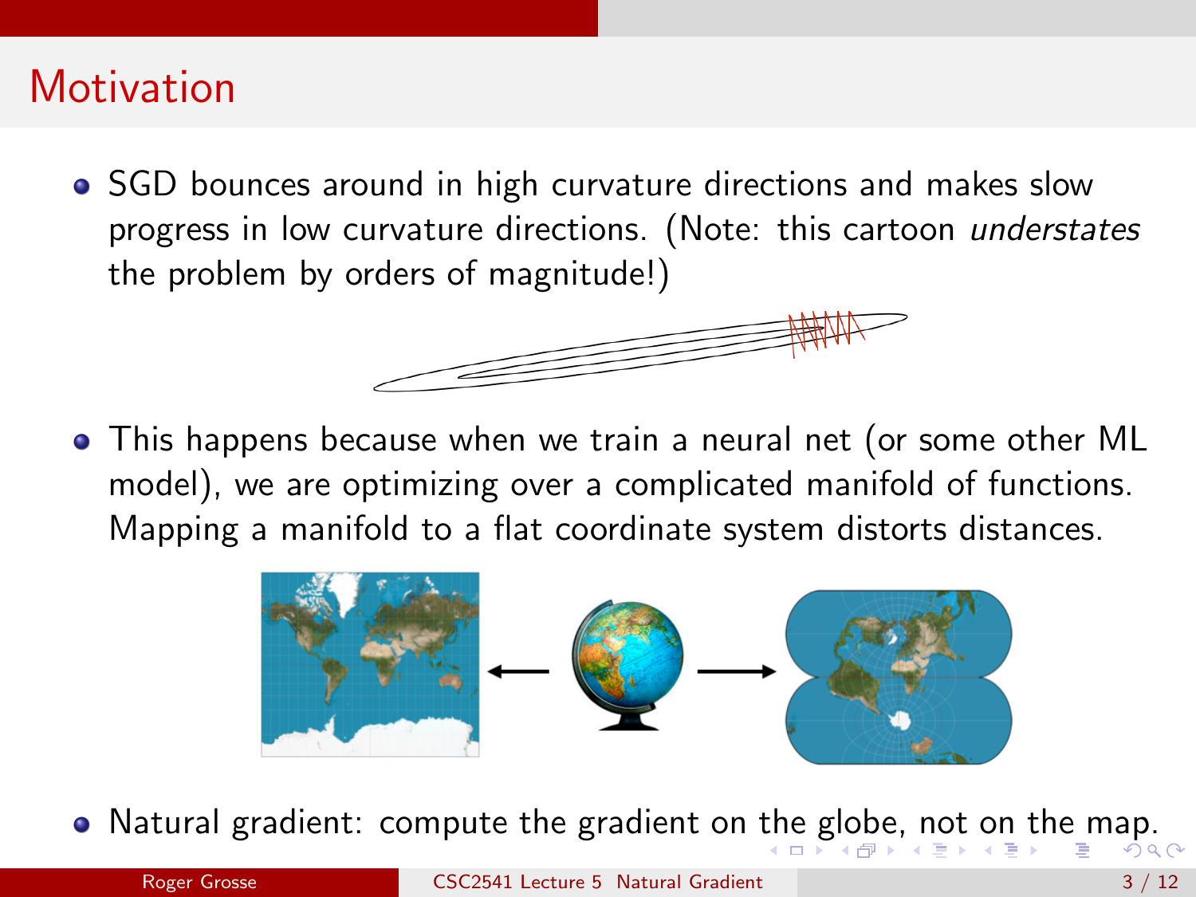# Motivation

- SGD bounces around in high curvature directions and makes slow progress in low curvature directions. (Note: this cartoon *understates* the problem by orders of magnitude!)

- This happens because when we train a neural net (or some other ML model), we are optimizing over a complicated manifold of functions. Mapping a manifold to a flat coordinate system distorts distances.

- Natural gradient: compute the gradient on the globe, not on the map.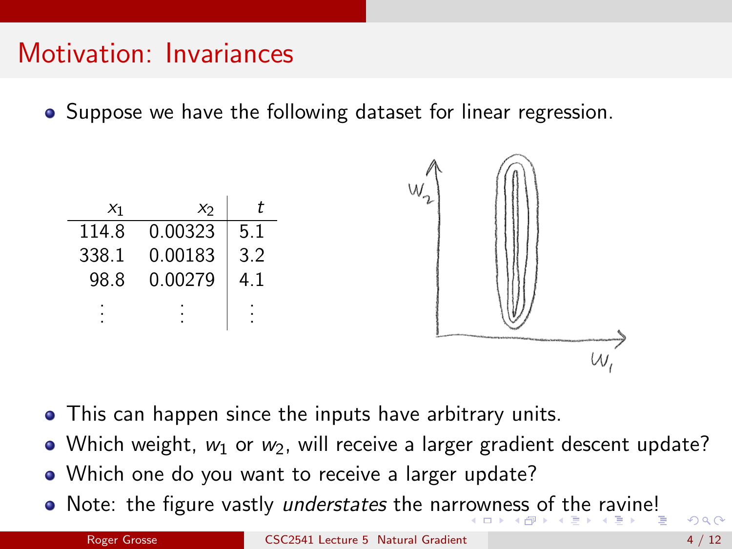# Motivation: Invariances

- Suppose we have the following dataset for linear regression.

| $x_1$ | $x_2$ | $t$ |
|---|---|---|
| 114.8 | 0.00323 | 5.1 |
| 338.1 | 0.00183 | 3.2 |
| 98.8 | 0.00279 | 4.1 |
| ⋮ | ⋮ | ⋮ |

- This can happen since the inputs have arbitrary units.
- Which weight, $w_1$ or $w_2$, will receive a larger gradient descent update?
- Which one do you want to receive a larger update?
- Note: the figure vastly *understates* the narrowness of the ravine!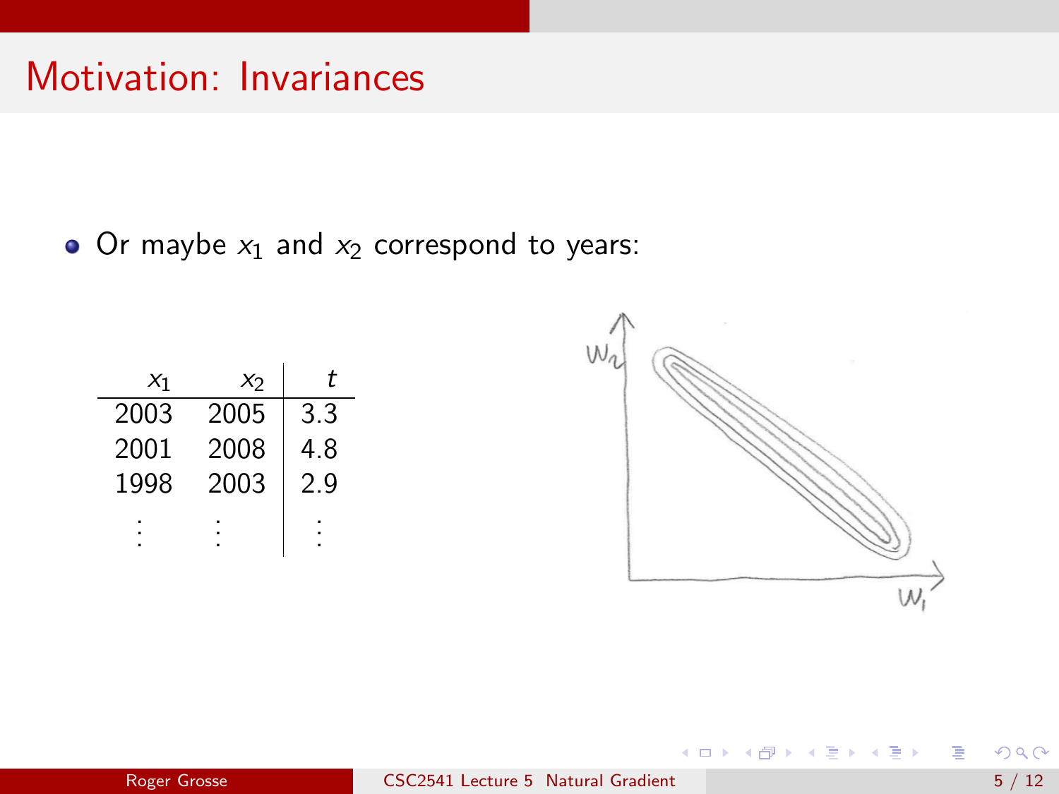# Motivation: Invariances

- Or maybe $x_1$ and $x_2$ correspond to years:

| $x_1$ | $x_2$ | $t$ |
|---|---|---|
| 2003 | 2005 | 3.3 |
| 2001 | 2008 | 4.8 |
| 1998 | 2003 | 2.9 |
| ⋮ | ⋮ | ⋮ |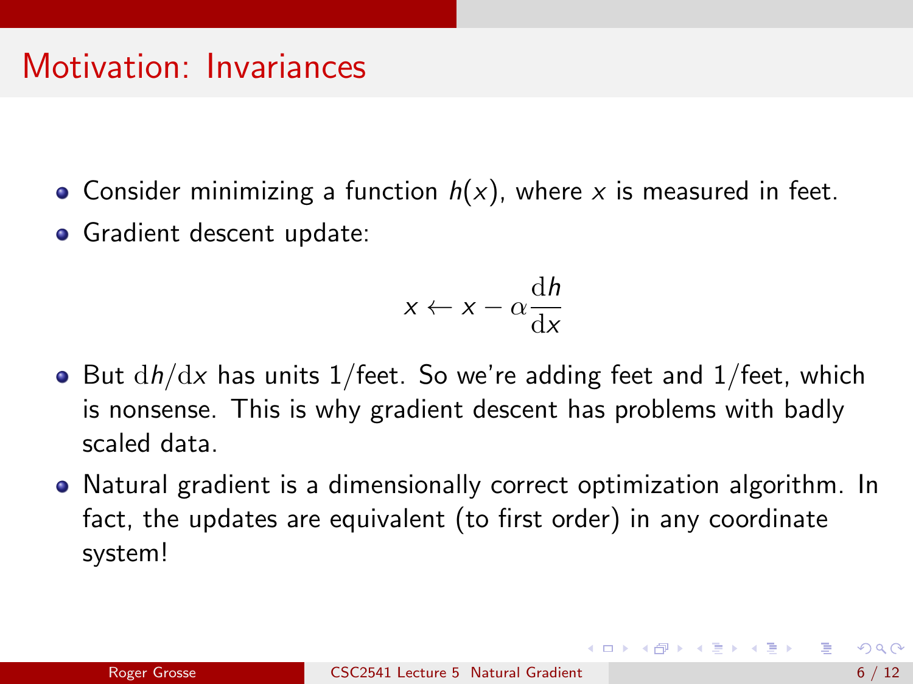# Motivation: Invariances

- Consider minimizing a function $h(x)$, where $x$ is measured in feet.
- Gradient descent update:

$$x \leftarrow x - \alpha \frac{\mathrm{d}h}{\mathrm{d}x}$$

- But $\mathrm{d}h/\mathrm{d}x$ has units 1/feet. So we're adding feet and 1/feet, which is nonsense. This is why gradient descent has problems with badly scaled data.
- Natural gradient is a dimensionally correct optimization algorithm. In fact, the updates are equivalent (to first order) in any coordinate system!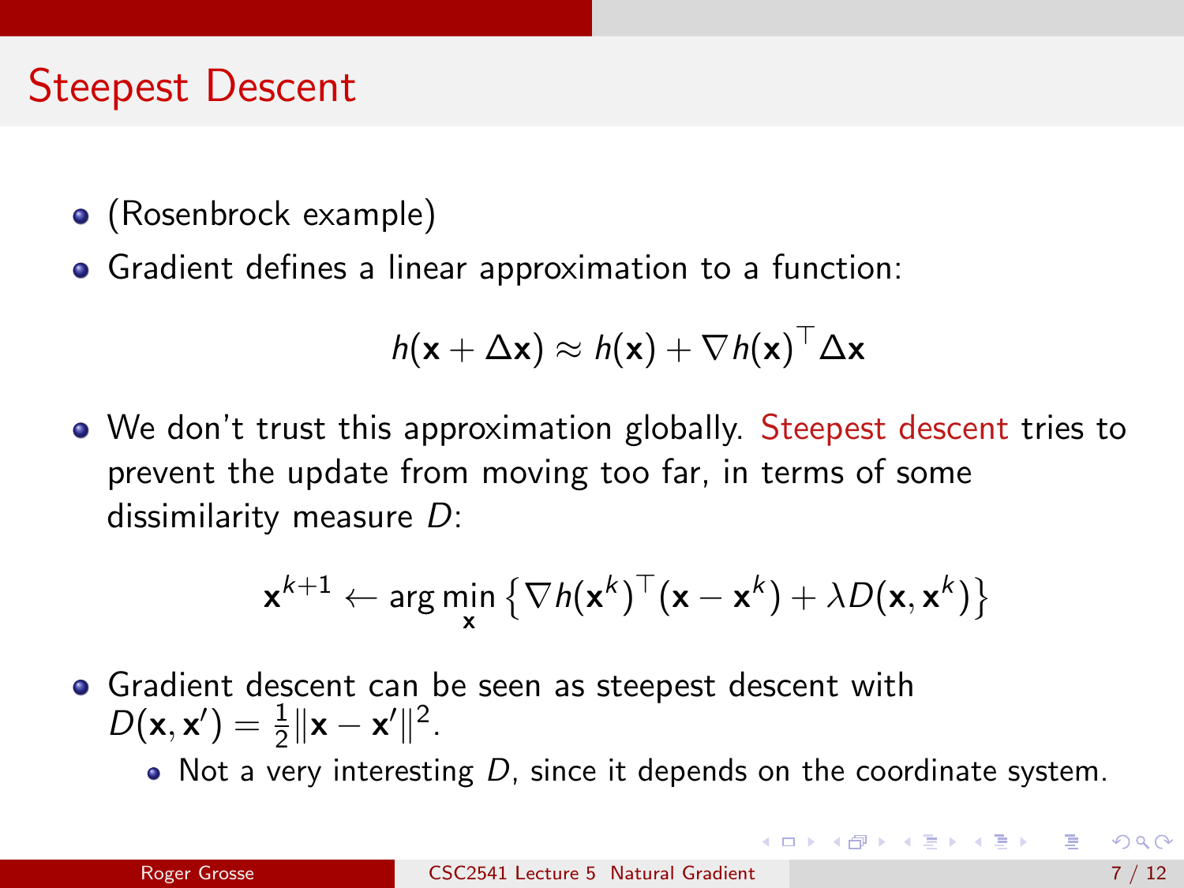# Steepest Descent

- (Rosenbrock example)
- Gradient defines a linear approximation to a function:

$$h(\mathbf{x} + \Delta \mathbf{x}) \approx h(\mathbf{x}) + \nabla h(\mathbf{x})^\top \Delta \mathbf{x}$$

- We don't trust this approximation globally. Steepest descent tries to prevent the update from moving too far, in terms of some dissimilarity measure $D$:

$$\mathbf{x}^{k+1} \leftarrow \arg\min_{\mathbf{x}} \left\{ \nabla h(\mathbf{x}^k)^\top (\mathbf{x} - \mathbf{x}^k) + \lambda D(\mathbf{x}, \mathbf{x}^k) \right\}$$

- Gradient descent can be seen as steepest descent with $D(\mathbf{x}, \mathbf{x}') = \frac{1}{2}\|\mathbf{x} - \mathbf{x}'\|^2$.
  - Not a very interesting $D$, since it depends on the coordinate system.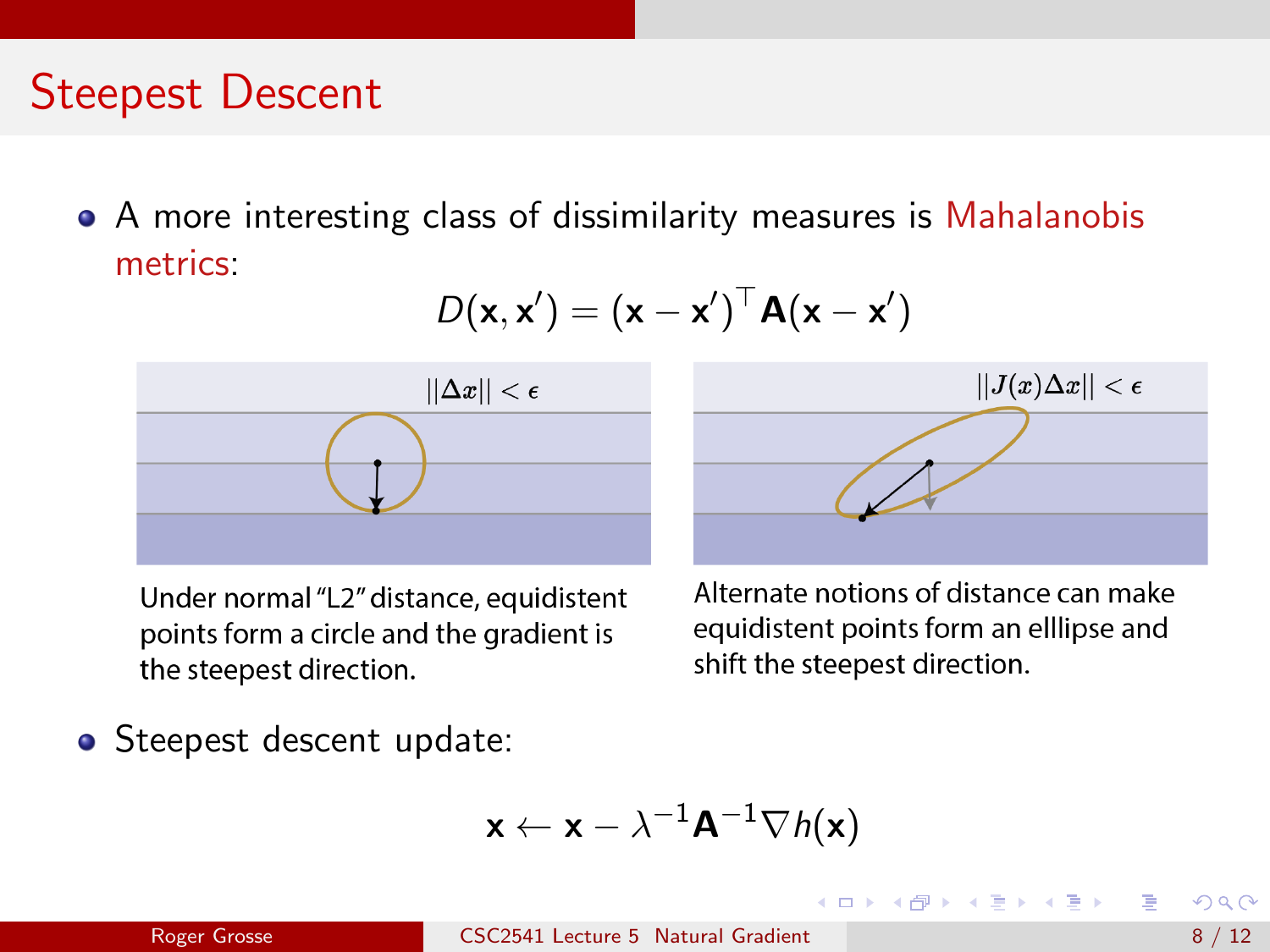# Steepest Descent

- A more interesting class of dissimilarity measures is Mahalanobis metrics:

$$D(\mathbf{x}, \mathbf{x}') = (\mathbf{x} - \mathbf{x}')^\top \mathbf{A}(\mathbf{x} - \mathbf{x}')$$

$||\Delta x|| < \epsilon$

Under normal "L2" distance, equidistent points form a circle and the gradient is the steepest direction.

$||J(x)\Delta x|| < \epsilon$

Alternate notions of distance can make equidistent points form an elllipse and shift the steepest direction.

- Steepest descent update:

$$\mathbf{x} \leftarrow \mathbf{x} - \lambda^{-1}\mathbf{A}^{-1}\nabla h(\mathbf{x})$$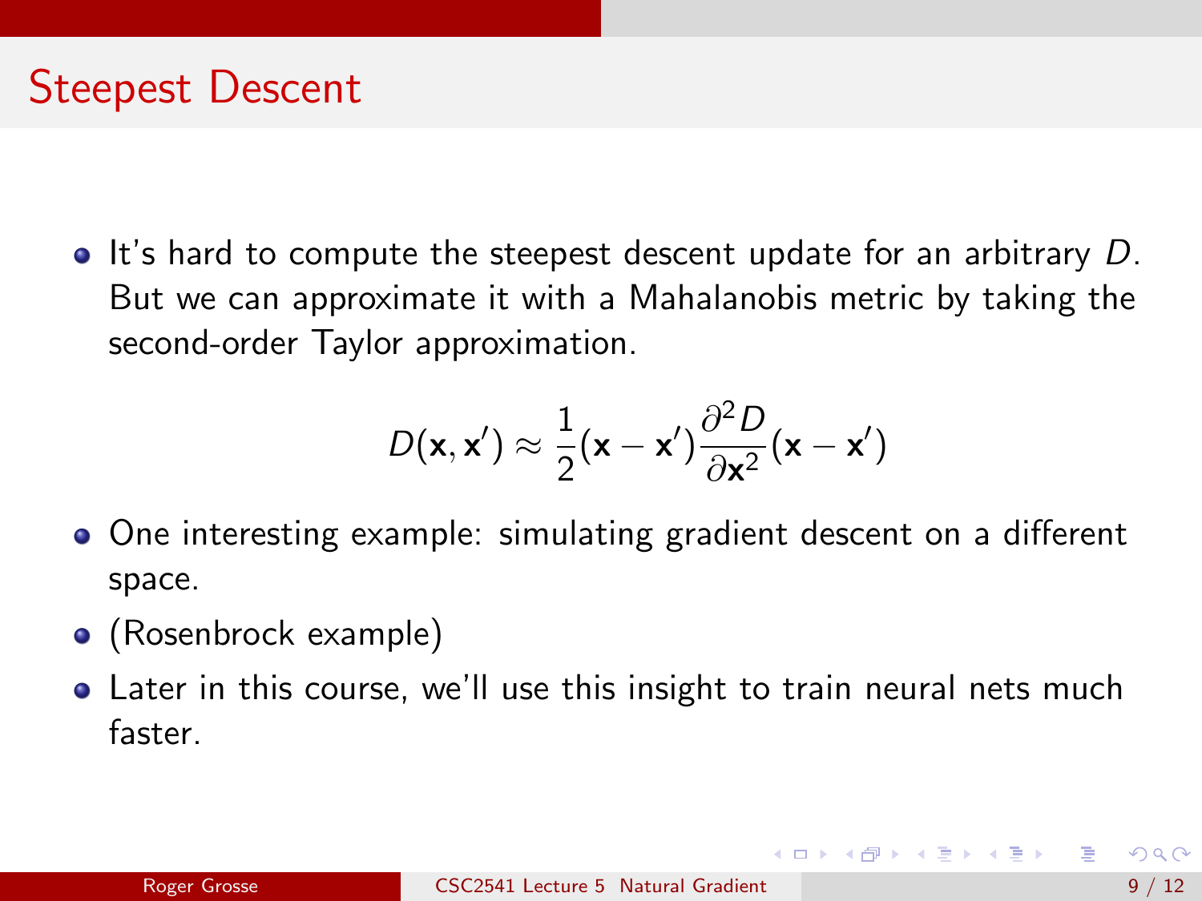# Steepest Descent

- It's hard to compute the steepest descent update for an arbitrary $D$. But we can approximate it with a Mahalanobis metric by taking the second-order Taylor approximation.

$$D(\mathbf{x}, \mathbf{x}') \approx \frac{1}{2}(\mathbf{x} - \mathbf{x}') \frac{\partial^2 D}{\partial \mathbf{x}^2} (\mathbf{x} - \mathbf{x}')$$

- One interesting example: simulating gradient descent on a different space.
- (Rosenbrock example)
- Later in this course, we'll use this insight to train neural nets much faster.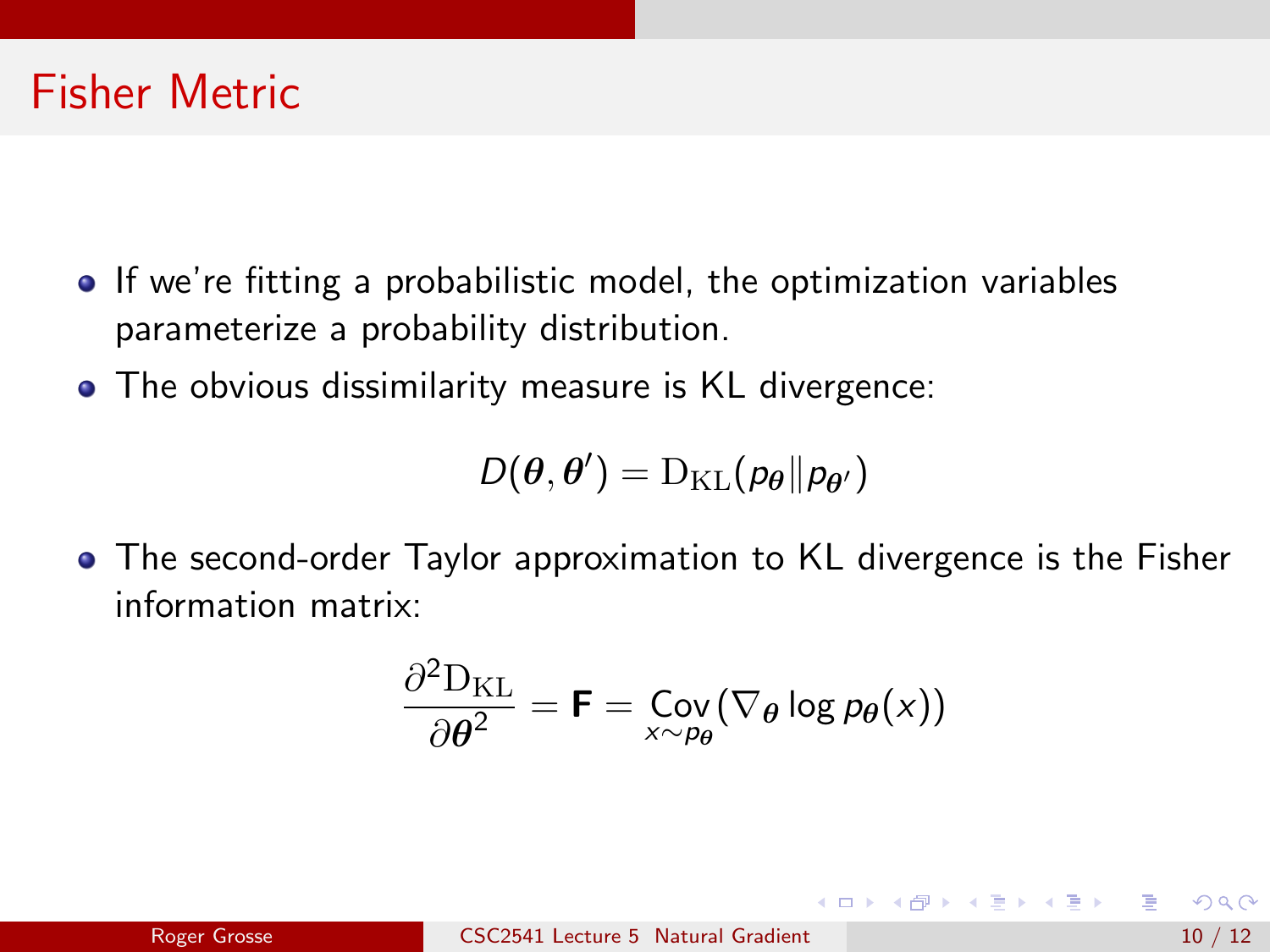# Fisher Metric

- If we're fitting a probabilistic model, the optimization variables parameterize a probability distribution.
- The obvious dissimilarity measure is KL divergence:

$$D(\boldsymbol{\theta}, \boldsymbol{\theta}') = \mathrm{D}_{\mathrm{KL}}(p_{\boldsymbol{\theta}} \| p_{\boldsymbol{\theta}'})$$

- The second-order Taylor approximation to KL divergence is the Fisher information matrix:

$$\frac{\partial^2 \mathrm{D}_{\mathrm{KL}}}{\partial \boldsymbol{\theta}^2} = \mathbf{F} = \underset{x \sim p_{\boldsymbol{\theta}}}{\mathrm{Cov}}(\nabla_{\boldsymbol{\theta}} \log p_{\boldsymbol{\theta}}(x))$$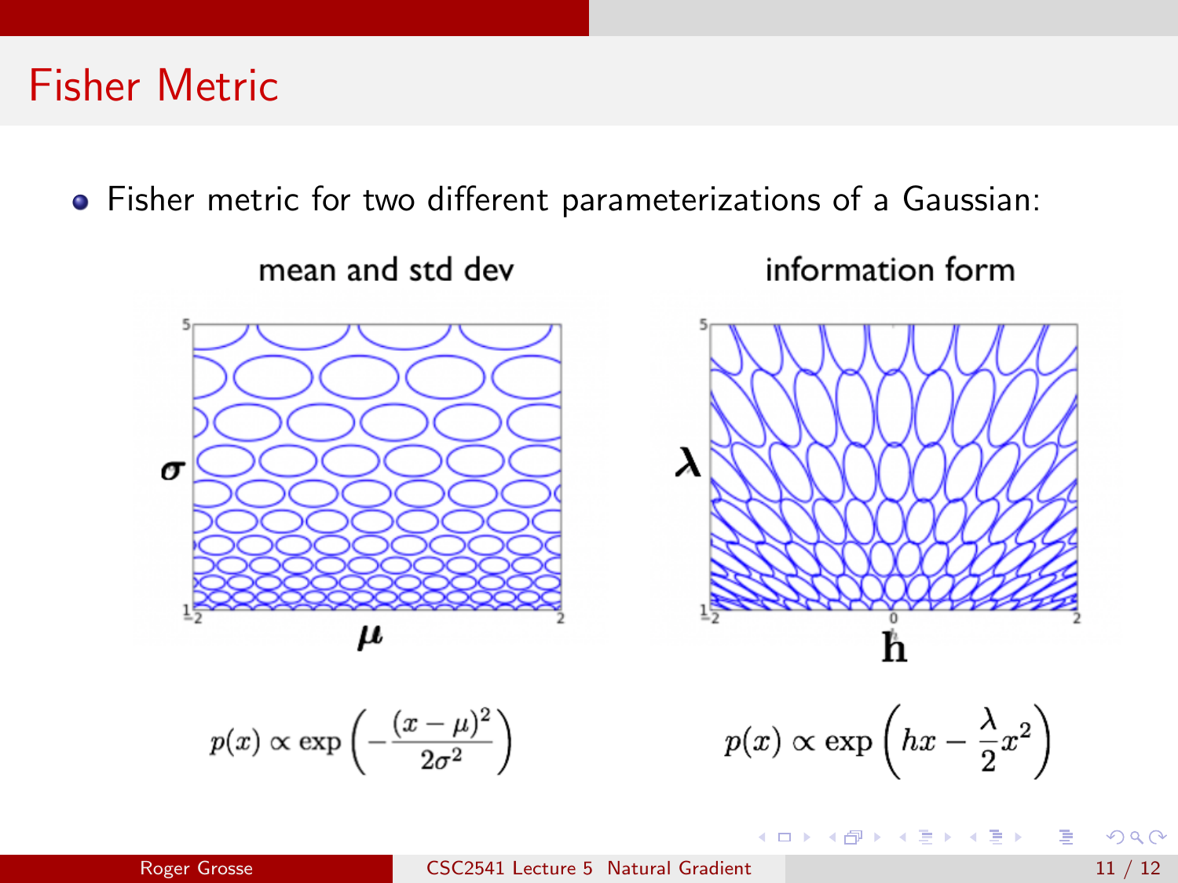# Fisher Metric

- Fisher metric for two different parameterizations of a Gaussian:

mean and std dev

information form

$$p(x) \propto \exp\left(-\frac{(x-\mu)^2}{2\sigma^2}\right)$$

$$p(x) \propto \exp\left(hx - \frac{\lambda}{2}x^2\right)$$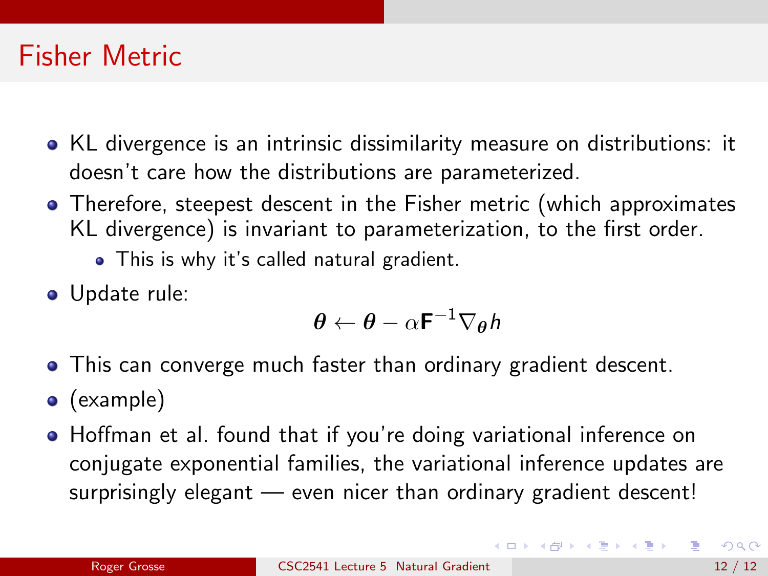# Fisher Metric

- KL divergence is an intrinsic dissimilarity measure on distributions: it doesn't care how the distributions are parameterized.
- Therefore, steepest descent in the Fisher metric (which approximates KL divergence) is invariant to parameterization, to the first order.
  - This is why it's called natural gradient.
- Update rule:

$$\boldsymbol{\theta} \leftarrow \boldsymbol{\theta} - \alpha \mathbf{F}^{-1} \nabla_{\boldsymbol{\theta}} h$$

- This can converge much faster than ordinary gradient descent.
- (example)
- Hoffman et al. found that if you're doing variational inference on conjugate exponential families, the variational inference updates are surprisingly elegant — even nicer than ordinary gradient descent!